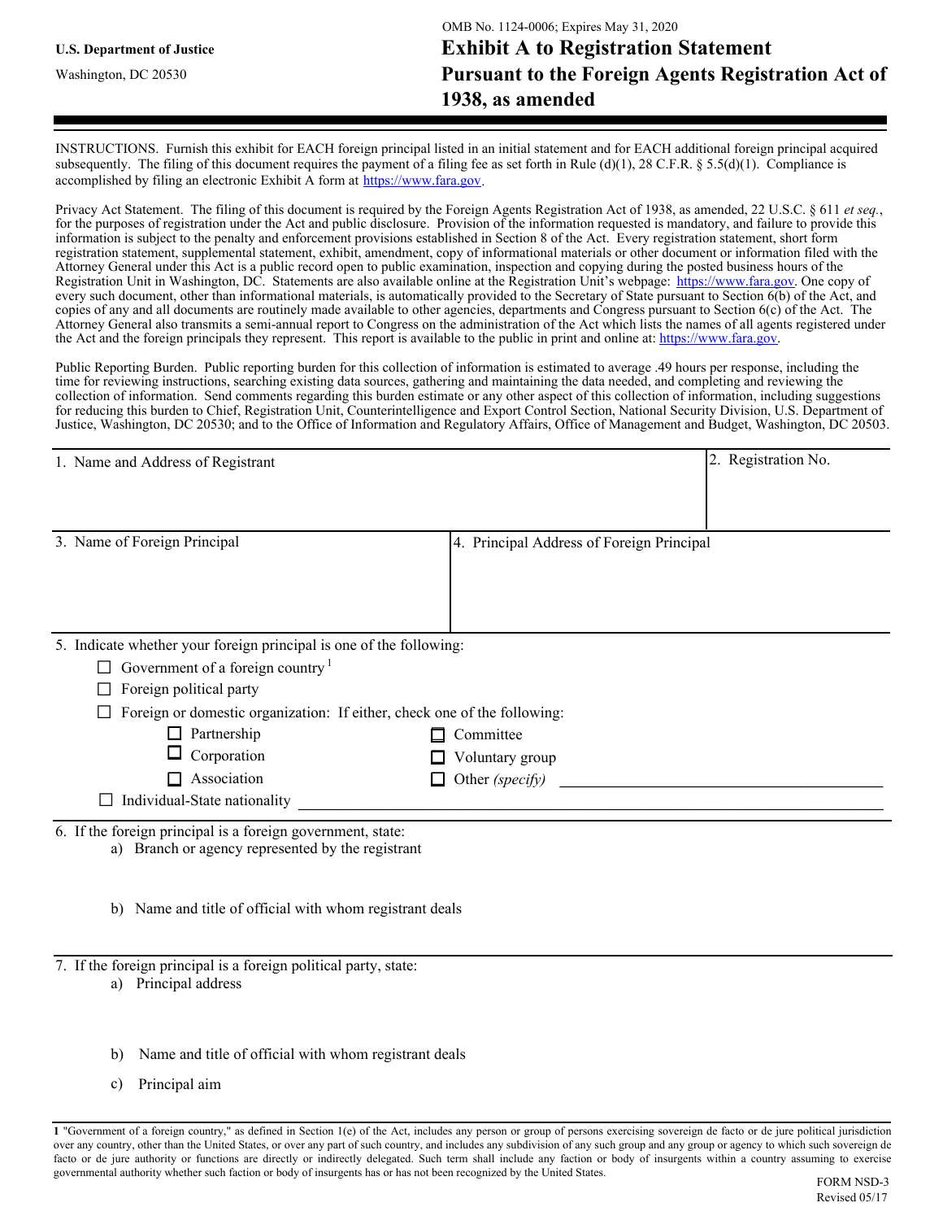U.S. Department of Justice

Washington, DC 20530

OMB No. 1124-0006; Expires May 31, 2020

# Exhibit A to Registration Statement Pursuant to the Foreign Agents Registration Act of 1938, as amended

INSTRUCTIONS. Furnish this exhibit for EACH foreign principal listed in an initial statement and for EACH additional foreign principal acquired subsequently. The filing of this document requires the payment of a filing fee as set forth in Rule (d)(1), 28 C.F.R. § 5.5(d)(1). Compliance is accomplished by filing an electronic Exhibit A form at https://www.fara.gov.

Privacy Act Statement. The filing of this document is required by the Foreign Agents Registration Act of 1938, as amended, 22 U.S.C. § 611 *et seq.*, for the purposes of registration under the Act and public disclosure. Provision of the information requested is mandatory, and failure to provide this information is subject to the penalty and enforcement provisions established in Section 8 of the Act. Every registration statement, short form registration statement, supplemental statement, exhibit, amendment, copy of informational materials or other document or information filed with the Attorney General under this Act is a public record open to public examination, inspection and copying during the posted business hours of the Registration Unit in Washington, DC. Statements are also available online at the Registration Unit's webpage: https://www.fara.gov. One copy of every such document, other than informational materials, is automatically provided to the Secretary of State pursuant to Section 6(b) of the Act, and copies of any and all documents are routinely made available to other agencies, departments and Congress pursuant to Section 6(c) of the Act. The Attorney General also transmits a semi-annual report to Congress on the administration of the Act which lists the names of all agents registered under the Act and the foreign principals they represent. This report is available to the public in print and online at: https://www.fara.gov.

Public Reporting Burden. Public reporting burden for this collection of information is estimated to average .49 hours per response, including the time for reviewing instructions, searching existing data sources, gathering and maintaining the data needed, and completing and reviewing the collection of information. Send comments regarding this burden estimate or any other aspect of this collection of information, including suggestions for reducing this burden to Chief, Registration Unit, Counterintelligence and Export Control Section, National Security Division, U.S. Department of Justice, Washington, DC 20530; and to the Office of Information and Regulatory Affairs, Office of Management and Budget, Washington, DC 20503.

| 1. Name and Address of Registrant | 2. Registration No. |
|---|---|
| | |

| 3. Name of Foreign Principal | 4. Principal Address of Foreign Principal |
|---|---|
| | |

5. Indicate whether your foreign principal is one of the following:

- ☐ Government of a foreign country [1]
- ☐ Foreign political party
- ☐ Foreign or domestic organization: If either, check one of the following:
  - ☐ Partnership
  - ☐ Corporation
  - ☐ Association
  - ☐ Committee
  - ☐ Voluntary group
  - ☐ Other *(specify)* \_\_\_\_\_\_\_\_\_\_\_\_\_\_\_\_\_\_\_\_\_\_\_\_\_\_\_\_
- ☐ Individual-State nationality \_\_\_\_\_\_\_\_\_\_\_\_\_\_\_\_\_\_\_\_\_\_\_\_\_\_\_\_

6. If the foreign principal is a foreign government, state:
   a) Branch or agency represented by the registrant

   b) Name and title of official with whom registrant deals

7. If the foreign principal is a foreign political party, state:
   a) Principal address

   b) Name and title of official with whom registrant deals

   c) Principal aim

**1** "Government of a foreign country," as defined in Section 1(e) of the Act, includes any person or group of persons exercising sovereign de facto or de jure political jurisdiction over any country, other than the United States, or over any part of such country, and includes any subdivision of any such group and any group or agency to which such sovereign de facto or de jure authority or functions are directly or indirectly delegated. Such term shall include any faction or body of insurgents within a country assuming to exercise governmental authority whether such faction or body of insurgents has or has not been recognized by the United States.

FORM NSD-3
Revised 05/17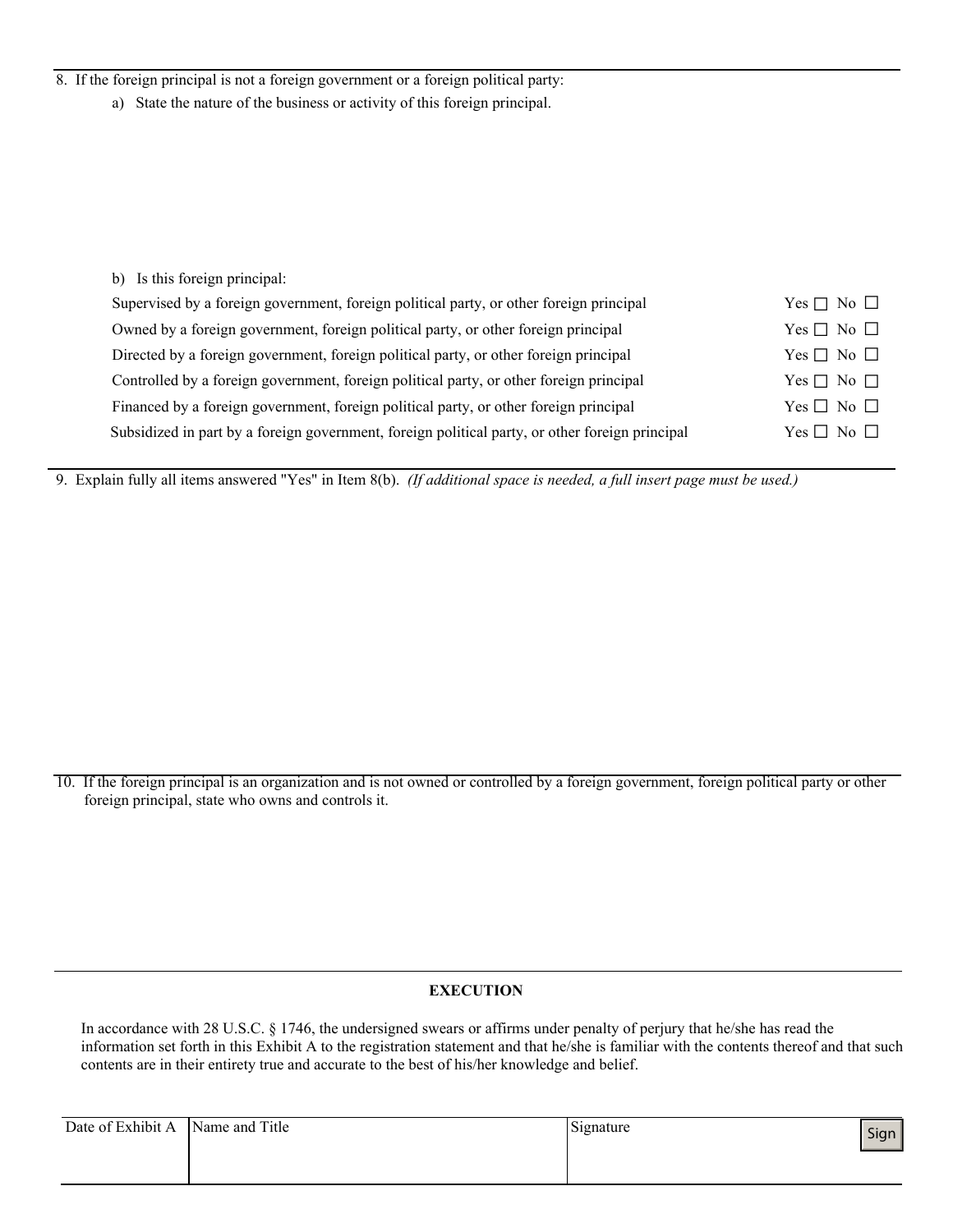8. If the foreign principal is not a foreign government or a foreign political party:

a) State the nature of the business or activity of this foreign principal.

b) Is this foreign principal:

| | |
|---|---|
| Supervised by a foreign government, foreign political party, or other foreign principal | Yes ☐ No ☐ |
| Owned by a foreign government, foreign political party, or other foreign principal | Yes ☐ No ☐ |
| Directed by a foreign government, foreign political party, or other foreign principal | Yes ☐ No ☐ |
| Controlled by a foreign government, foreign political party, or other foreign principal | Yes ☐ No ☐ |
| Financed by a foreign government, foreign political party, or other foreign principal | Yes ☐ No ☐ |
| Subsidized in part by a foreign government, foreign political party, or other foreign principal | Yes ☐ No ☐ |

9. Explain fully all items answered "Yes" in Item 8(b). *(If additional space is needed, a full insert page must be used.)*

10. If the foreign principal is an organization and is not owned or controlled by a foreign government, foreign political party or other foreign principal, state who owns and controls it.

**EXECUTION**

In accordance with 28 U.S.C. § 1746, the undersigned swears or affirms under penalty of perjury that he/she has read the information set forth in this Exhibit A to the registration statement and that he/she is familiar with the contents thereof and that such contents are in their entirety true and accurate to the best of his/her knowledge and belief.

| Date of Exhibit A | Name and Title | Signature |
|---|---|---|
| | | |